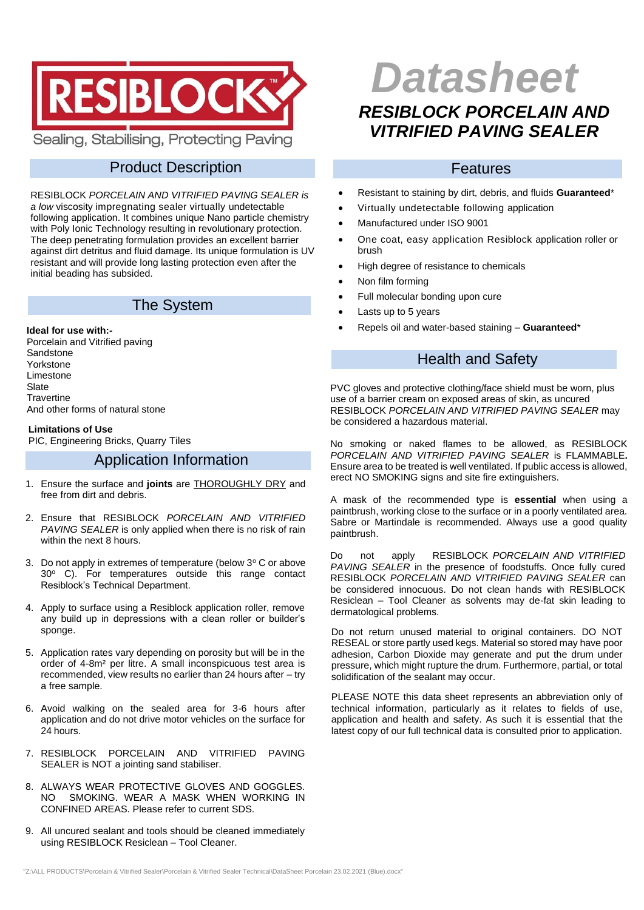RESIBLOCK™

Sealing, Stabilising, Protecting Paving

# Datasheet

## *RESIBLOCK PORCELAIN AND VITRIFIED PAVING SEALER*

## Product Description

RESIBLOCK *PORCELAIN AND VITRIFIED PAVING SEALER is a low* viscosity impregnating sealer virtually undetectable following application. It combines unique Nano particle chemistry with Poly Ionic Technology resulting in revolutionary protection. The deep penetrating formulation provides an excellent barrier against dirt detritus and fluid damage. Its unique formulation is UV resistant and will provide long lasting protection even after the initial beading has subsided.

## The System

**Ideal for use with:-**

Porcelain and Vitrified paving
Sandstone
Yorkstone
Limestone
Slate
Travertine
And other forms of natural stone

**Limitations of Use**

PIC, Engineering Bricks, Quarry Tiles

## Application Information

1. Ensure the surface and **joints** are <u>THOROUGHLY DRY</u> and free from dirt and debris.
2. Ensure that RESIBLOCK *PORCELAIN AND VITRIFIED PAVING SEALER* is only applied when there is no risk of rain within the next 8 hours.
3. Do not apply in extremes of temperature (below 3$^{o}$ C or above 30$^{o}$ C). For temperatures outside this range contact Resiblock's Technical Department.
4. Apply to surface using a Resiblock application roller, remove any build up in depressions with a clean roller or builder's sponge.
5. Application rates vary depending on porosity but will be in the order of 4-8m² per litre. A small inconspicuous test area is recommended, view results no earlier than 24 hours after – try a free sample.
6. Avoid walking on the sealed area for 3-6 hours after application and do not drive motor vehicles on the surface for 24 hours.
7. RESIBLOCK PORCELAIN AND VITRIFIED PAVING SEALER is NOT a jointing sand stabiliser.
8. ALWAYS WEAR PROTECTIVE GLOVES AND GOGGLES. NO SMOKING. WEAR A MASK WHEN WORKING IN CONFINED AREAS. Please refer to current SDS.
9. All uncured sealant and tools should be cleaned immediately using RESIBLOCK Resiclean – Tool Cleaner.

## Features

- Resistant to staining by dirt, debris, and fluids **Guaranteed***
- Virtually undetectable following application
- Manufactured under ISO 9001
- One coat, easy application Resiblock application roller or brush
- High degree of resistance to chemicals
- Non film forming
- Full molecular bonding upon cure
- Lasts up to 5 years
- Repels oil and water-based staining – **Guaranteed***

## Health and Safety

PVC gloves and protective clothing/face shield must be worn, plus use of a barrier cream on exposed areas of skin, as uncured RESIBLOCK *PORCELAIN AND VITRIFIED PAVING SEALER* may be considered a hazardous material.

No smoking or naked flames to be allowed, as RESIBLOCK *PORCELAIN AND VITRIFIED PAVING SEALER* is FLAMMABLE**.** Ensure area to be treated is well ventilated. If public access is allowed, erect NO SMOKING signs and site fire extinguishers.

A mask of the recommended type is **essential** when using a paintbrush, working close to the surface or in a poorly ventilated area. Sabre or Martindale is recommended. Always use a good quality paintbrush.

Do not apply RESIBLOCK *PORCELAIN AND VITRIFIED PAVING SEALER* in the presence of foodstuffs. Once fully cured RESIBLOCK *PORCELAIN AND VITRIFIED PAVING SEALER* can be considered innocuous. Do not clean hands with RESIBLOCK Resiclean – Tool Cleaner as solvents may de-fat skin leading to dermatological problems.

Do not return unused material to original containers. DO NOT RESEAL or store partly used kegs. Material so stored may have poor adhesion, Carbon Dioxide may generate and put the drum under pressure, which might rupture the drum. Furthermore, partial, or total solidification of the sealant may occur.

PLEASE NOTE this data sheet represents an abbreviation only of technical information, particularly as it relates to fields of use, application and health and safety. As such it is essential that the latest copy of our full technical data is consulted prior to application.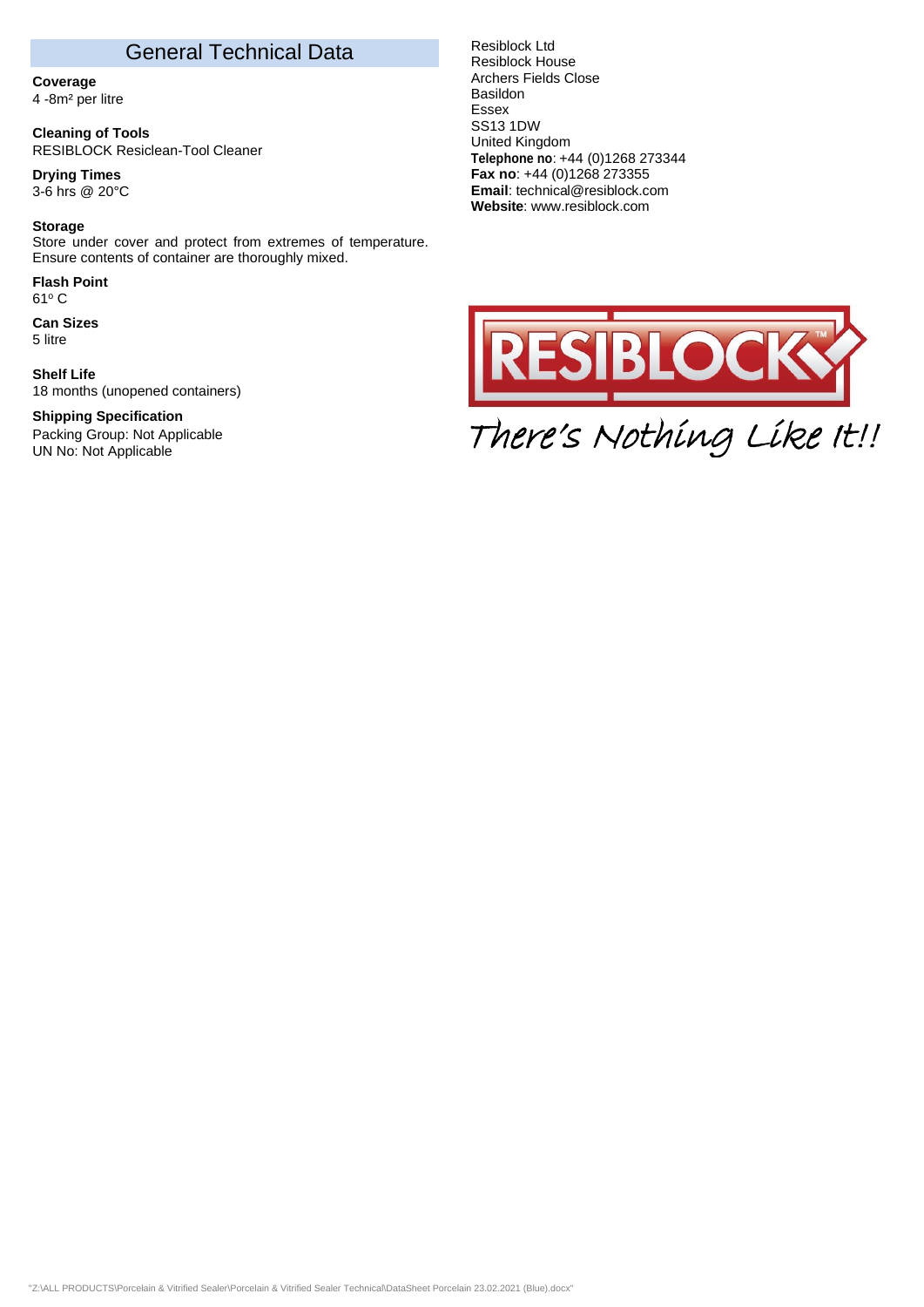## General Technical Data

**Coverage**
4 -8m² per litre

**Cleaning of Tools**
RESIBLOCK Resiclean-Tool Cleaner

**Drying Times**
3-6 hrs @ 20°C

**Storage**
Store under cover and protect from extremes of temperature. Ensure contents of container are thoroughly mixed.

**Flash Point**
61º C

**Can Sizes**
5 litre

**Shelf Life**
18 months (unopened containers)

**Shipping Specification**
Packing Group: Not Applicable
UN No: Not Applicable

Resiblock Ltd
Resiblock House
Archers Fields Close
Basildon
Essex
SS13 1DW
United Kingdom
**Telephone no**: +44 (0)1268 273344
**Fax no**: +44 (0)1268 273355
**Email**: technical@resiblock.com
**Website**: www.resiblock.com

RESIBLOCK™

There's Nothing Like It!!

"Z:\ALL PRODUCTS\Porcelain & Vitrified Sealer\Porcelain & Vitrified Sealer Technical\DataSheet Porcelain 23.02.2021 (Blue).docx"